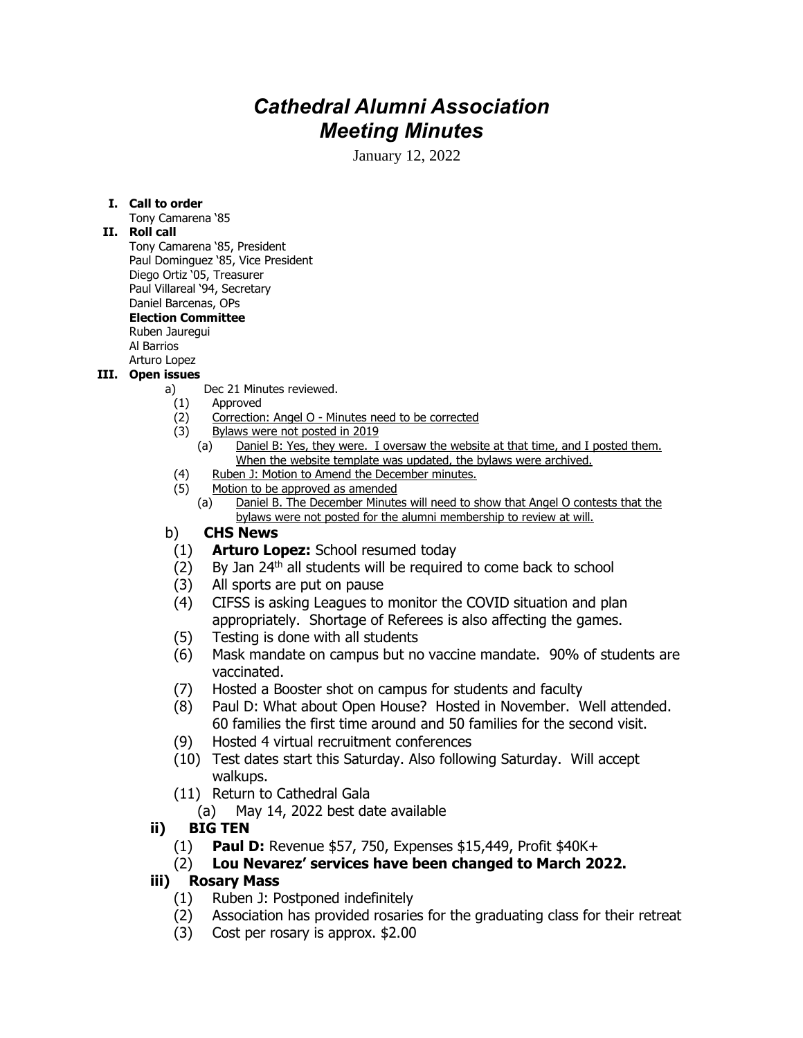# *Cathedral Alumni Association Meeting Minutes*

January 12, 2022

**I. Call to order**

Tony Camarena '85

**II. Roll call**

Tony Camarena '85, President
Paul Dominguez '85, Vice President
Diego Ortiz '05, Treasurer
Paul Villareal '94, Secretary
Daniel Barcenas, OPs

**Election Committee**

Ruben Jauregui
Al Barrios
Arturo Lopez

**III. Open issues**

a) Dec 21 Minutes reviewed.
   (1) Approved
   (2) <u>Correction: Angel O - Minutes need to be corrected</u>
   (3) <u>Bylaws were not posted in 2019</u>
      (a) <u>Daniel B: Yes, they were. I oversaw the website at that time, and I posted them. When the website template was updated, the bylaws were archived.</u>
   (4) <u>Ruben J: Motion to Amend the December minutes.</u>
   (5) <u>Motion to be approved as amended</u>
      (a) <u>Daniel B. The December Minutes will need to show that Angel O contests that the bylaws were not posted for the alumni membership to review at will.</u>

b) **CHS News**
   (1) **Arturo Lopez:** School resumed today
   (2) By Jan 24th all students will be required to come back to school
   (3) All sports are put on pause
   (4) CIFSS is asking Leagues to monitor the COVID situation and plan appropriately. Shortage of Referees is also affecting the games.
   (5) Testing is done with all students
   (6) Mask mandate on campus but no vaccine mandate. 90% of students are vaccinated.
   (7) Hosted a Booster shot on campus for students and faculty
   (8) Paul D: What about Open House? Hosted in November. Well attended. 60 families the first time around and 50 families for the second visit.
   (9) Hosted 4 virtual recruitment conferences
   (10) Test dates start this Saturday. Also following Saturday. Will accept walkups.
   (11) Return to Cathedral Gala
      (a) May 14, 2022 best date available

**ii) BIG TEN**
   (1) **Paul D:** Revenue $57, 750, Expenses $15,449, Profit $40K+
   (2) **Lou Nevarez' services have been changed to March 2022.**

**iii) Rosary Mass**
   (1) Ruben J: Postponed indefinitely
   (2) Association has provided rosaries for the graduating class for their retreat
   (3) Cost per rosary is approx. $2.00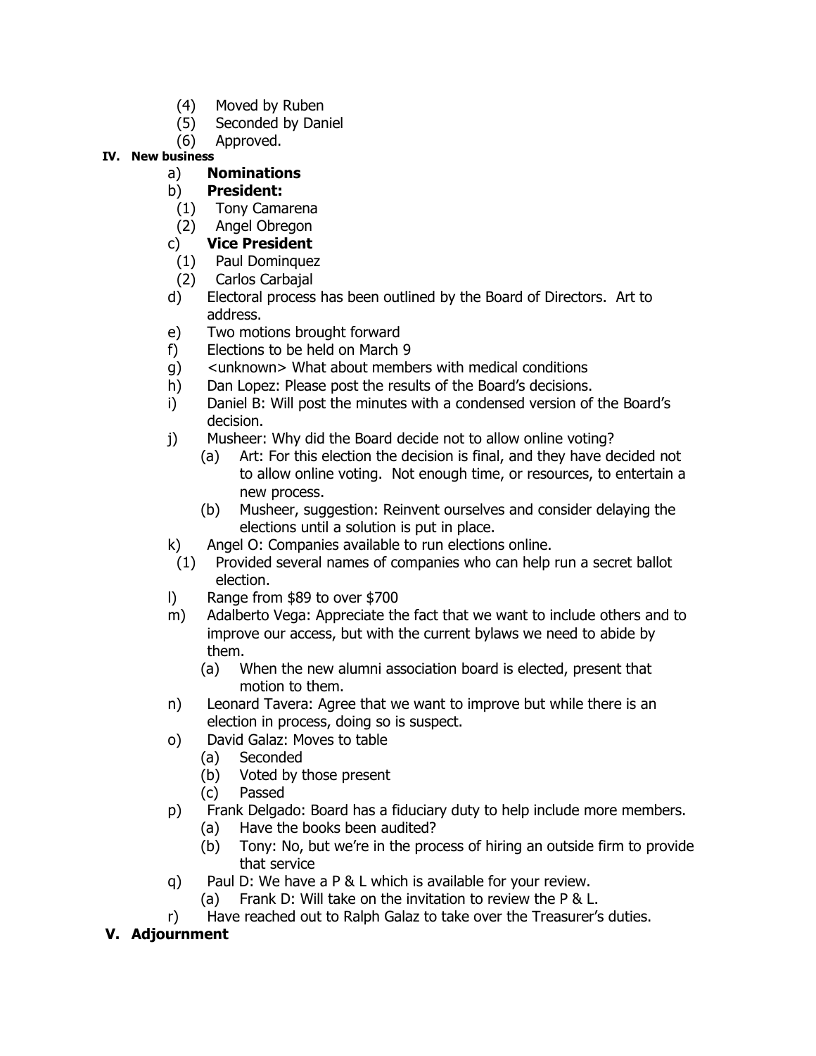(4) Moved by Ruben
(5) Seconded by Daniel
(6) Approved.

**IV. New business**

a) **Nominations**
b) **President:**
  (1) Tony Camarena
  (2) Angel Obregon
c) **Vice President**
  (1) Paul Dominquez
  (2) Carlos Carbajal
d) Electoral process has been outlined by the Board of Directors. Art to address.
e) Two motions brought forward
f) Elections to be held on March 9
g) <unknown> What about members with medical conditions
h) Dan Lopez: Please post the results of the Board's decisions.
i) Daniel B: Will post the minutes with a condensed version of the Board's decision.
j) Musheer: Why did the Board decide not to allow online voting?
  (a) Art: For this election the decision is final, and they have decided not to allow online voting. Not enough time, or resources, to entertain a new process.
  (b) Musheer, suggestion: Reinvent ourselves and consider delaying the elections until a solution is put in place.
k) Angel O: Companies available to run elections online.
  (1) Provided several names of companies who can help run a secret ballot election.
l) Range from $89 to over $700
m) Adalberto Vega: Appreciate the fact that we want to include others and to improve our access, but with the current bylaws we need to abide by them.
  (a) When the new alumni association board is elected, present that motion to them.
n) Leonard Tavera: Agree that we want to improve but while there is an election in process, doing so is suspect.
o) David Galaz: Moves to table
  (a) Seconded
  (b) Voted by those present
  (c) Passed
p) Frank Delgado: Board has a fiduciary duty to help include more members.
  (a) Have the books been audited?
  (b) Tony: No, but we're in the process of hiring an outside firm to provide that service
q) Paul D: We have a P & L which is available for your review.
  (a) Frank D: Will take on the invitation to review the P & L.
r) Have reached out to Ralph Galaz to take over the Treasurer's duties.

**V. Adjournment**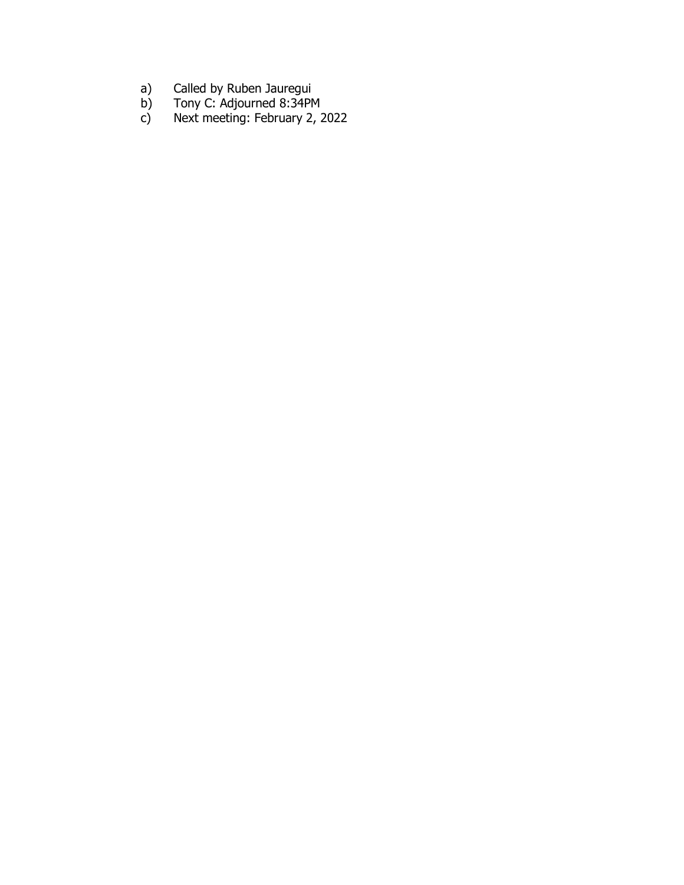a) Called by Ruben Jauregui
b) Tony C: Adjourned 8:34PM
c) Next meeting: February 2, 2022